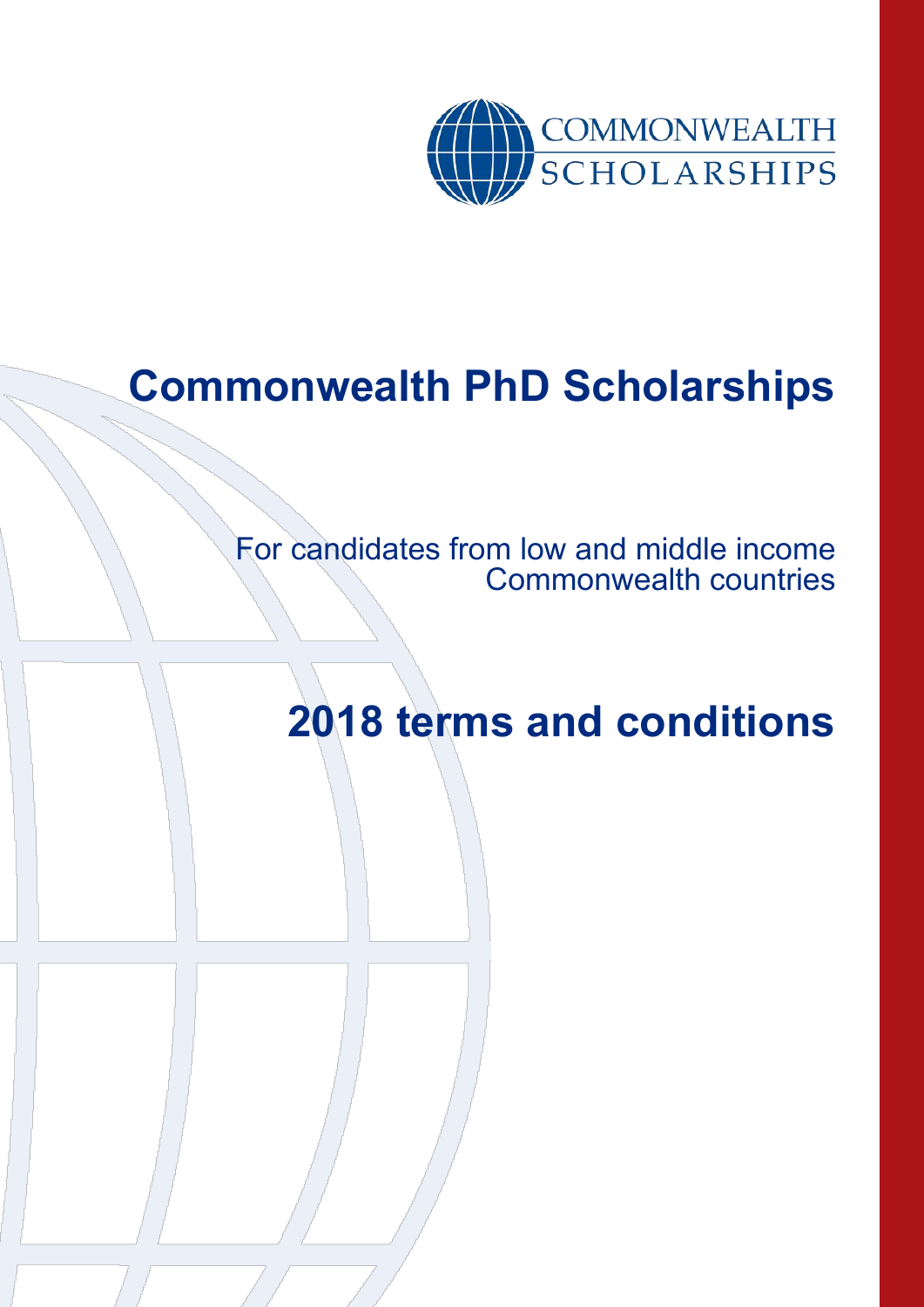COMMONWEALTH SCHOLARSHIPS

# Commonwealth PhD Scholarships

For candidates from low and middle income Commonwealth countries

# 2018 terms and conditions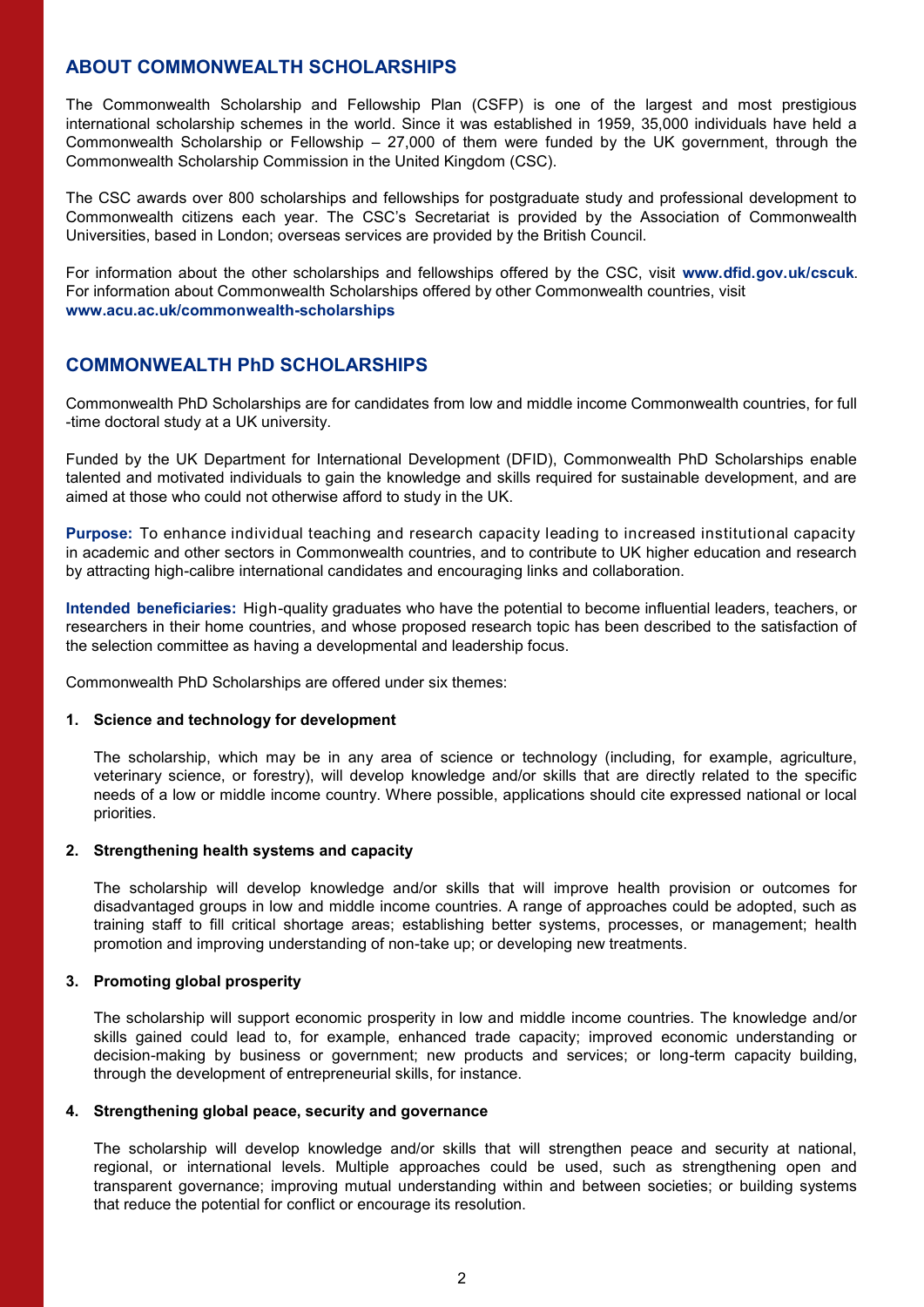## ABOUT COMMONWEALTH SCHOLARSHIPS

The Commonwealth Scholarship and Fellowship Plan (CSFP) is one of the largest and most prestigious international scholarship schemes in the world. Since it was established in 1959, 35,000 individuals have held a Commonwealth Scholarship or Fellowship – 27,000 of them were funded by the UK government, through the Commonwealth Scholarship Commission in the United Kingdom (CSC).

The CSC awards over 800 scholarships and fellowships for postgraduate study and professional development to Commonwealth citizens each year. The CSC's Secretariat is provided by the Association of Commonwealth Universities, based in London; overseas services are provided by the British Council.

For information about the other scholarships and fellowships offered by the CSC, visit **www.dfid.gov.uk/cscuk**. For information about Commonwealth Scholarships offered by other Commonwealth countries, visit **www.acu.ac.uk/commonwealth-scholarships**

## COMMONWEALTH PhD SCHOLARSHIPS

Commonwealth PhD Scholarships are for candidates from low and middle income Commonwealth countries, for full-time doctoral study at a UK university.

Funded by the UK Department for International Development (DFID), Commonwealth PhD Scholarships enable talented and motivated individuals to gain the knowledge and skills required for sustainable development, and are aimed at those who could not otherwise afford to study in the UK.

**Purpose:** To enhance individual teaching and research capacity leading to increased institutional capacity in academic and other sectors in Commonwealth countries, and to contribute to UK higher education and research by attracting high-calibre international candidates and encouraging links and collaboration.

**Intended beneficiaries:** High-quality graduates who have the potential to become influential leaders, teachers, or researchers in their home countries, and whose proposed research topic has been described to the satisfaction of the selection committee as having a developmental and leadership focus.

Commonwealth PhD Scholarships are offered under six themes:

1. **Science and technology for development**

   The scholarship, which may be in any area of science or technology (including, for example, agriculture, veterinary science, or forestry), will develop knowledge and/or skills that are directly related to the specific needs of a low or middle income country. Where possible, applications should cite expressed national or local priorities.

2. **Strengthening health systems and capacity**

   The scholarship will develop knowledge and/or skills that will improve health provision or outcomes for disadvantaged groups in low and middle income countries. A range of approaches could be adopted, such as training staff to fill critical shortage areas; establishing better systems, processes, or management; health promotion and improving understanding of non-take up; or developing new treatments.

3. **Promoting global prosperity**

   The scholarship will support economic prosperity in low and middle income countries. The knowledge and/or skills gained could lead to, for example, enhanced trade capacity; improved economic understanding or decision-making by business or government; new products and services; or long-term capacity building, through the development of entrepreneurial skills, for instance.

4. **Strengthening global peace, security and governance**

   The scholarship will develop knowledge and/or skills that will strengthen peace and security at national, regional, or international levels. Multiple approaches could be used, such as strengthening open and transparent governance; improving mutual understanding within and between societies; or building systems that reduce the potential for conflict or encourage its resolution.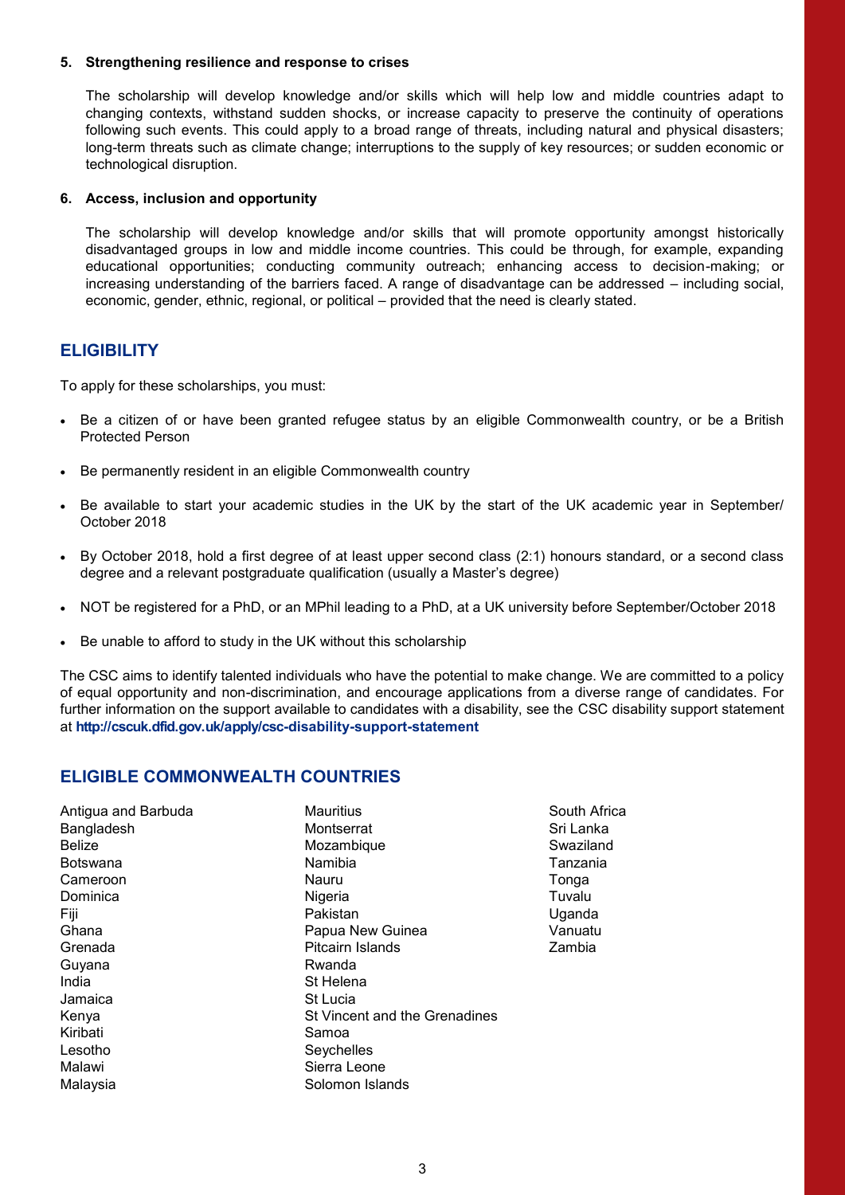5. **Strengthening resilience and response to crises**

   The scholarship will develop knowledge and/or skills which will help low and middle countries adapt to changing contexts, withstand sudden shocks, or increase capacity to preserve the continuity of operations following such events. This could apply to a broad range of threats, including natural and physical disasters; long-term threats such as climate change; interruptions to the supply of key resources; or sudden economic or technological disruption.

6. **Access, inclusion and opportunity**

   The scholarship will develop knowledge and/or skills that will promote opportunity amongst historically disadvantaged groups in low and middle income countries. This could be through, for example, expanding educational opportunities; conducting community outreach; enhancing access to decision-making; or increasing understanding of the barriers faced. A range of disadvantage can be addressed – including social, economic, gender, ethnic, regional, or political – provided that the need is clearly stated.

## ELIGIBILITY

To apply for these scholarships, you must:

- Be a citizen of or have been granted refugee status by an eligible Commonwealth country, or be a British Protected Person
- Be permanently resident in an eligible Commonwealth country
- Be available to start your academic studies in the UK by the start of the UK academic year in September/ October 2018
- By October 2018, hold a first degree of at least upper second class (2:1) honours standard, or a second class degree and a relevant postgraduate qualification (usually a Master's degree)
- NOT be registered for a PhD, or an MPhil leading to a PhD, at a UK university before September/October 2018
- Be unable to afford to study in the UK without this scholarship

The CSC aims to identify talented individuals who have the potential to make change. We are committed to a policy of equal opportunity and non-discrimination, and encourage applications from a diverse range of candidates. For further information on the support available to candidates with a disability, see the CSC disability support statement at **http://cscuk.dfid.gov.uk/apply/csc-disability-support-statement**

## ELIGIBLE COMMONWEALTH COUNTRIES

Antigua and Barbuda
Bangladesh
Belize
Botswana
Cameroon
Dominica
Fiji
Ghana
Grenada
Guyana
India
Jamaica
Kenya
Kiribati
Lesotho
Malawi
Malaysia
Mauritius
Montserrat
Mozambique
Namibia
Nauru
Nigeria
Pakistan
Papua New Guinea
Pitcairn Islands
Rwanda
St Helena
St Lucia
St Vincent and the Grenadines
Samoa
Seychelles
Sierra Leone
Solomon Islands
South Africa
Sri Lanka
Swaziland
Tanzania
Tonga
Tuvalu
Uganda
Vanuatu
Zambia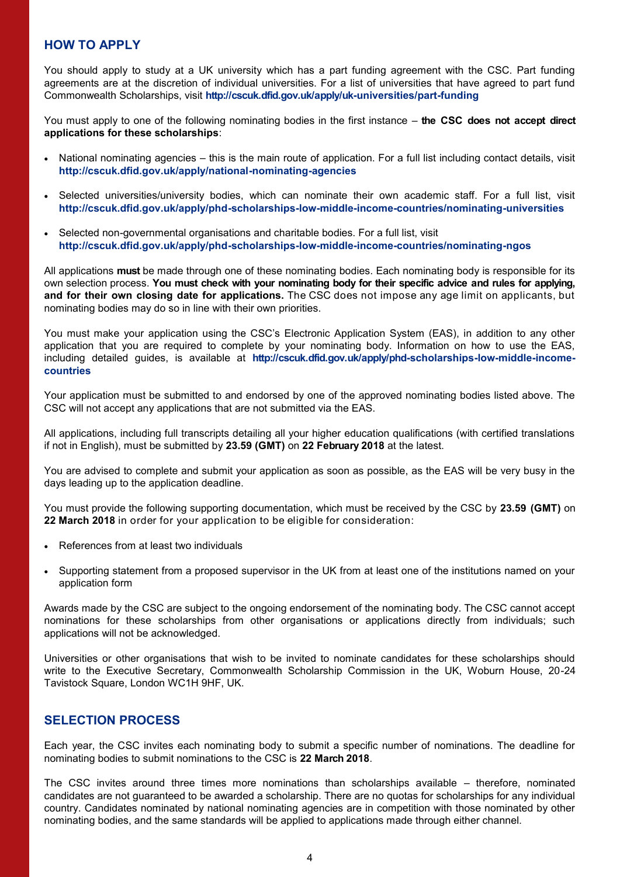## HOW TO APPLY

You should apply to study at a UK university which has a part funding agreement with the CSC. Part funding agreements are at the discretion of individual universities. For a list of universities that have agreed to part fund Commonwealth Scholarships, visit **http://cscuk.dfid.gov.uk/apply/uk-universities/part-funding**

You must apply to one of the following nominating bodies in the first instance – **the CSC does not accept direct applications for these scholarships**:

- National nominating agencies – this is the main route of application. For a full list including contact details, visit **http://cscuk.dfid.gov.uk/apply/national-nominating-agencies**
- Selected universities/university bodies, which can nominate their own academic staff. For a full list, visit **http://cscuk.dfid.gov.uk/apply/phd-scholarships-low-middle-income-countries/nominating-universities**
- Selected non-governmental organisations and charitable bodies. For a full list, visit **http://cscuk.dfid.gov.uk/apply/phd-scholarships-low-middle-income-countries/nominating-ngos**

All applications **must** be made through one of these nominating bodies. Each nominating body is responsible for its own selection process. **You must check with your nominating body for their specific advice and rules for applying, and for their own closing date for applications.** The CSC does not impose any age limit on applicants, but nominating bodies may do so in line with their own priorities.

You must make your application using the CSC's Electronic Application System (EAS), in addition to any other application that you are required to complete by your nominating body. Information on how to use the EAS, including detailed guides, is available at **http://cscuk.dfid.gov.uk/apply/phd-scholarships-low-middle-income-countries**

Your application must be submitted to and endorsed by one of the approved nominating bodies listed above. The CSC will not accept any applications that are not submitted via the EAS.

All applications, including full transcripts detailing all your higher education qualifications (with certified translations if not in English), must be submitted by **23.59 (GMT)** on **22 February 2018** at the latest.

You are advised to complete and submit your application as soon as possible, as the EAS will be very busy in the days leading up to the application deadline.

You must provide the following supporting documentation, which must be received by the CSC by **23.59 (GMT)** on **22 March 2018** in order for your application to be eligible for consideration:

- References from at least two individuals
- Supporting statement from a proposed supervisor in the UK from at least one of the institutions named on your application form

Awards made by the CSC are subject to the ongoing endorsement of the nominating body. The CSC cannot accept nominations for these scholarships from other organisations or applications directly from individuals; such applications will not be acknowledged.

Universities or other organisations that wish to be invited to nominate candidates for these scholarships should write to the Executive Secretary, Commonwealth Scholarship Commission in the UK, Woburn House, 20-24 Tavistock Square, London WC1H 9HF, UK.

## SELECTION PROCESS

Each year, the CSC invites each nominating body to submit a specific number of nominations. The deadline for nominating bodies to submit nominations to the CSC is **22 March 2018**.

The CSC invites around three times more nominations than scholarships available – therefore, nominated candidates are not guaranteed to be awarded a scholarship. There are no quotas for scholarships for any individual country. Candidates nominated by national nominating agencies are in competition with those nominated by other nominating bodies, and the same standards will be applied to applications made through either channel.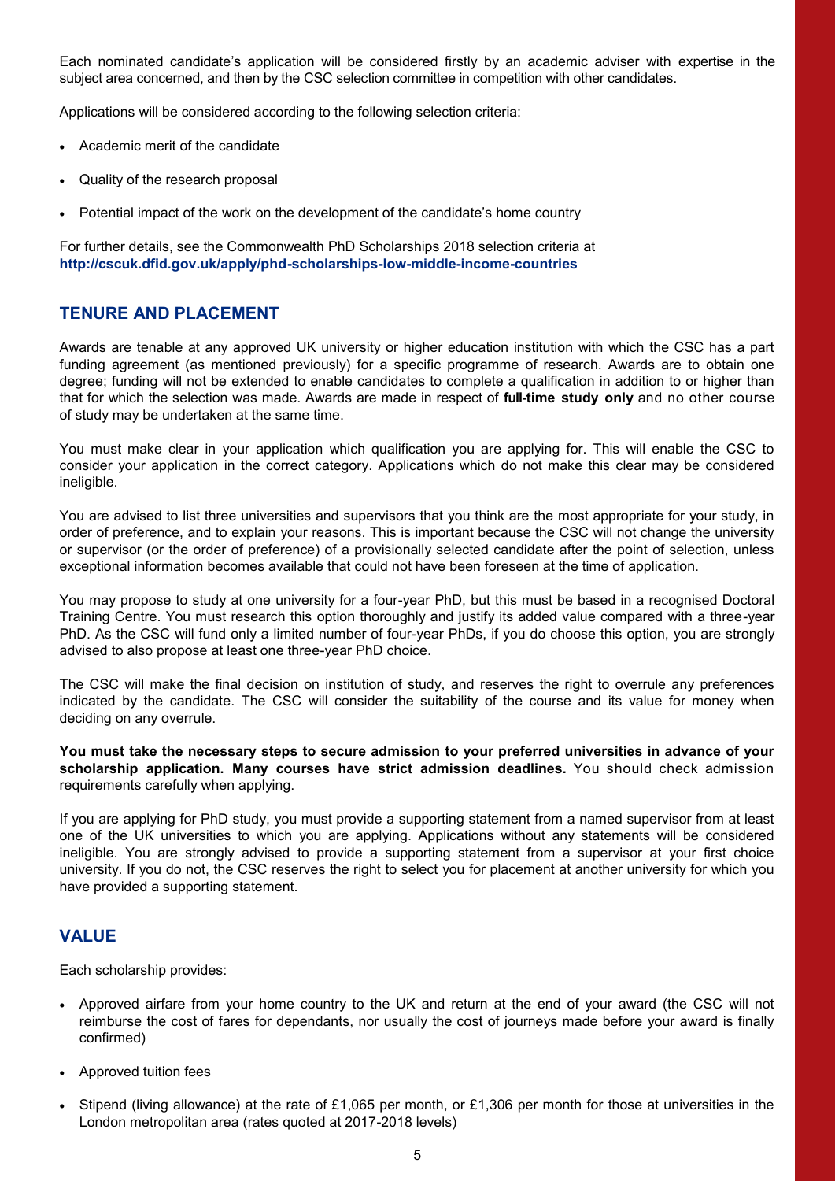Each nominated candidate's application will be considered firstly by an academic adviser with expertise in the subject area concerned, and then by the CSC selection committee in competition with other candidates.

Applications will be considered according to the following selection criteria:

- Academic merit of the candidate
- Quality of the research proposal
- Potential impact of the work on the development of the candidate's home country

For further details, see the Commonwealth PhD Scholarships 2018 selection criteria at **http://cscuk.dfid.gov.uk/apply/phd-scholarships-low-middle-income-countries**

## TENURE AND PLACEMENT

Awards are tenable at any approved UK university or higher education institution with which the CSC has a part funding agreement (as mentioned previously) for a specific programme of research. Awards are to obtain one degree; funding will not be extended to enable candidates to complete a qualification in addition to or higher than that for which the selection was made. Awards are made in respect of **full-time study only** and no other course of study may be undertaken at the same time.

You must make clear in your application which qualification you are applying for. This will enable the CSC to consider your application in the correct category. Applications which do not make this clear may be considered ineligible.

You are advised to list three universities and supervisors that you think are the most appropriate for your study, in order of preference, and to explain your reasons. This is important because the CSC will not change the university or supervisor (or the order of preference) of a provisionally selected candidate after the point of selection, unless exceptional information becomes available that could not have been foreseen at the time of application.

You may propose to study at one university for a four-year PhD, but this must be based in a recognised Doctoral Training Centre. You must research this option thoroughly and justify its added value compared with a three-year PhD. As the CSC will fund only a limited number of four-year PhDs, if you do choose this option, you are strongly advised to also propose at least one three-year PhD choice.

The CSC will make the final decision on institution of study, and reserves the right to overrule any preferences indicated by the candidate. The CSC will consider the suitability of the course and its value for money when deciding on any overrule.

**You must take the necessary steps to secure admission to your preferred universities in advance of your scholarship application. Many courses have strict admission deadlines.** You should check admission requirements carefully when applying.

If you are applying for PhD study, you must provide a supporting statement from a named supervisor from at least one of the UK universities to which you are applying. Applications without any statements will be considered ineligible. You are strongly advised to provide a supporting statement from a supervisor at your first choice university. If you do not, the CSC reserves the right to select you for placement at another university for which you have provided a supporting statement.

## VALUE

Each scholarship provides:

- Approved airfare from your home country to the UK and return at the end of your award (the CSC will not reimburse the cost of fares for dependants, nor usually the cost of journeys made before your award is finally confirmed)
- Approved tuition fees
- Stipend (living allowance) at the rate of £1,065 per month, or £1,306 per month for those at universities in the London metropolitan area (rates quoted at 2017-2018 levels)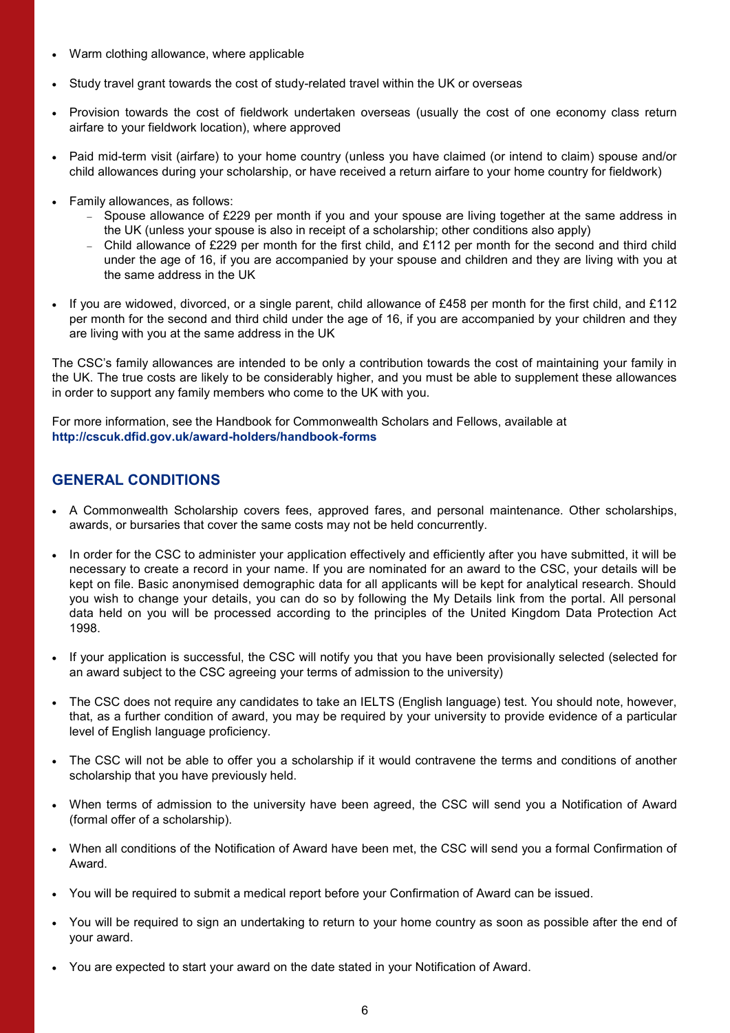- Warm clothing allowance, where applicable
- Study travel grant towards the cost of study-related travel within the UK or overseas
- Provision towards the cost of fieldwork undertaken overseas (usually the cost of one economy class return airfare to your fieldwork location), where approved
- Paid mid-term visit (airfare) to your home country (unless you have claimed (or intend to claim) spouse and/or child allowances during your scholarship, or have received a return airfare to your home country for fieldwork)
- Family allowances, as follows:
  - Spouse allowance of £229 per month if you and your spouse are living together at the same address in the UK (unless your spouse is also in receipt of a scholarship; other conditions also apply)
  - Child allowance of £229 per month for the first child, and £112 per month for the second and third child under the age of 16, if you are accompanied by your spouse and children and they are living with you at the same address in the UK
- If you are widowed, divorced, or a single parent, child allowance of £458 per month for the first child, and £112 per month for the second and third child under the age of 16, if you are accompanied by your children and they are living with you at the same address in the UK

The CSC's family allowances are intended to be only a contribution towards the cost of maintaining your family in the UK. The true costs are likely to be considerably higher, and you must be able to supplement these allowances in order to support any family members who come to the UK with you.

For more information, see the Handbook for Commonwealth Scholars and Fellows, available at **http://cscuk.dfid.gov.uk/award-holders/handbook-forms**

## GENERAL CONDITIONS

- A Commonwealth Scholarship covers fees, approved fares, and personal maintenance. Other scholarships, awards, or bursaries that cover the same costs may not be held concurrently.
- In order for the CSC to administer your application effectively and efficiently after you have submitted, it will be necessary to create a record in your name. If you are nominated for an award to the CSC, your details will be kept on file. Basic anonymised demographic data for all applicants will be kept for analytical research. Should you wish to change your details, you can do so by following the My Details link from the portal. All personal data held on you will be processed according to the principles of the United Kingdom Data Protection Act 1998.
- If your application is successful, the CSC will notify you that you have been provisionally selected (selected for an award subject to the CSC agreeing your terms of admission to the university)
- The CSC does not require any candidates to take an IELTS (English language) test. You should note, however, that, as a further condition of award, you may be required by your university to provide evidence of a particular level of English language proficiency.
- The CSC will not be able to offer you a scholarship if it would contravene the terms and conditions of another scholarship that you have previously held.
- When terms of admission to the university have been agreed, the CSC will send you a Notification of Award (formal offer of a scholarship).
- When all conditions of the Notification of Award have been met, the CSC will send you a formal Confirmation of Award.
- You will be required to submit a medical report before your Confirmation of Award can be issued.
- You will be required to sign an undertaking to return to your home country as soon as possible after the end of your award.
- You are expected to start your award on the date stated in your Notification of Award.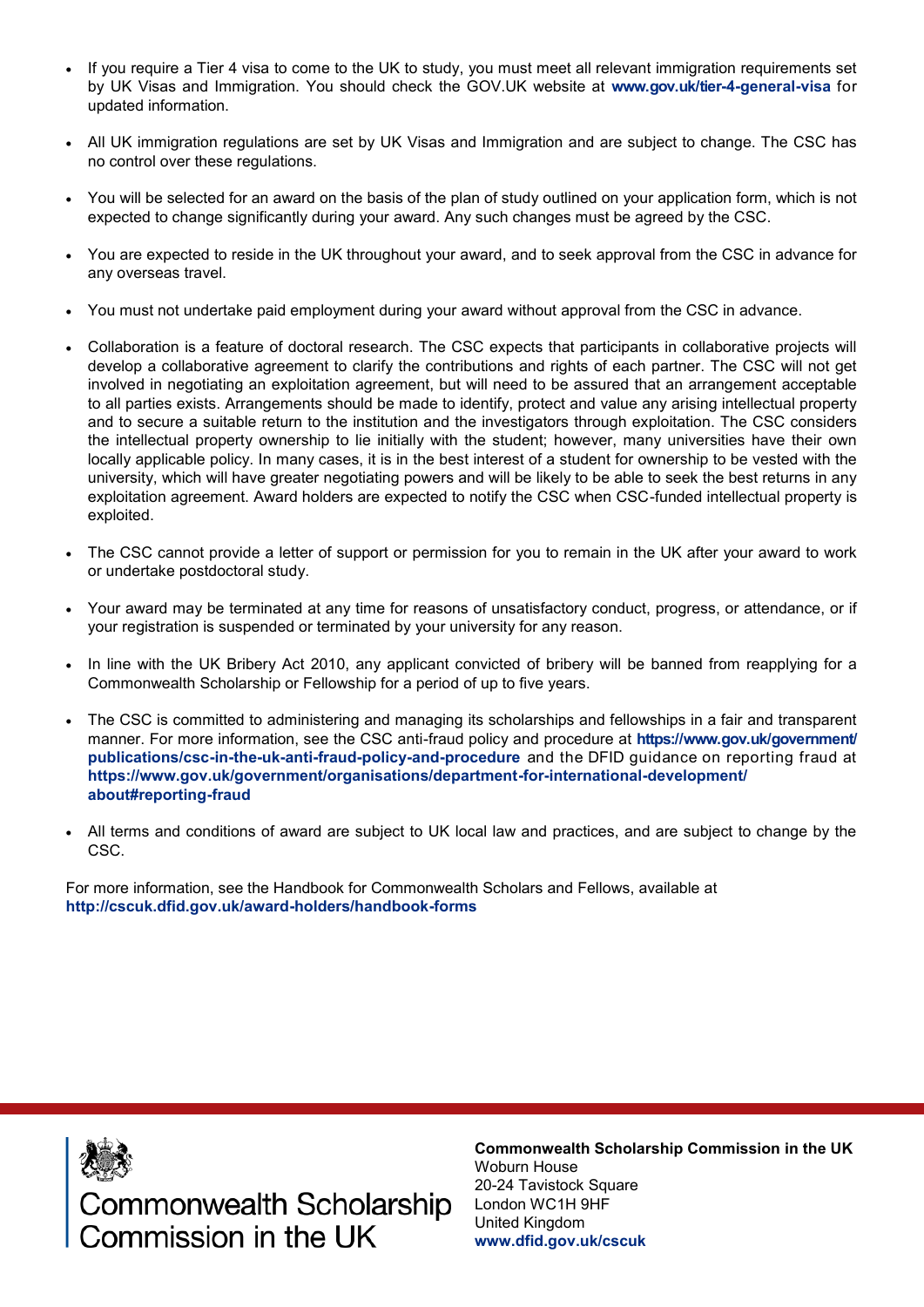- If you require a Tier 4 visa to come to the UK to study, you must meet all relevant immigration requirements set by UK Visas and Immigration. You should check the GOV.UK website at **www.gov.uk/tier-4-general-visa** for updated information.

- All UK immigration regulations are set by UK Visas and Immigration and are subject to change. The CSC has no control over these regulations.

- You will be selected for an award on the basis of the plan of study outlined on your application form, which is not expected to change significantly during your award. Any such changes must be agreed by the CSC.

- You are expected to reside in the UK throughout your award, and to seek approval from the CSC in advance for any overseas travel.

- You must not undertake paid employment during your award without approval from the CSC in advance.

- Collaboration is a feature of doctoral research. The CSC expects that participants in collaborative projects will develop a collaborative agreement to clarify the contributions and rights of each partner. The CSC will not get involved in negotiating an exploitation agreement, but will need to be assured that an arrangement acceptable to all parties exists. Arrangements should be made to identify, protect and value any arising intellectual property and to secure a suitable return to the institution and the investigators through exploitation. The CSC considers the intellectual property ownership to lie initially with the student; however, many universities have their own locally applicable policy. In many cases, it is in the best interest of a student for ownership to be vested with the university, which will have greater negotiating powers and will be likely to be able to seek the best returns in any exploitation agreement. Award holders are expected to notify the CSC when CSC-funded intellectual property is exploited.

- The CSC cannot provide a letter of support or permission for you to remain in the UK after your award to work or undertake postdoctoral study.

- Your award may be terminated at any time for reasons of unsatisfactory conduct, progress, or attendance, or if your registration is suspended or terminated by your university for any reason.

- In line with the UK Bribery Act 2010, any applicant convicted of bribery will be banned from reapplying for a Commonwealth Scholarship or Fellowship for a period of up to five years.

- The CSC is committed to administering and managing its scholarships and fellowships in a fair and transparent manner. For more information, see the CSC anti-fraud policy and procedure at **https://www.gov.uk/government/publications/csc-in-the-uk-anti-fraud-policy-and-procedure** and the DFID guidance on reporting fraud at **https://www.gov.uk/government/organisations/department-for-international-development/about#reporting-fraud**

- All terms and conditions of award are subject to UK local law and practices, and are subject to change by the CSC.

For more information, see the Handbook for Commonwealth Scholars and Fellows, available at **http://cscuk.dfid.gov.uk/award-holders/handbook-forms**

Commonwealth Scholarship Commission in the UK

**Commonwealth Scholarship Commission in the UK**
Woburn House
20-24 Tavistock Square
London WC1H 9HF
United Kingdom
**www.dfid.gov.uk/cscuk**